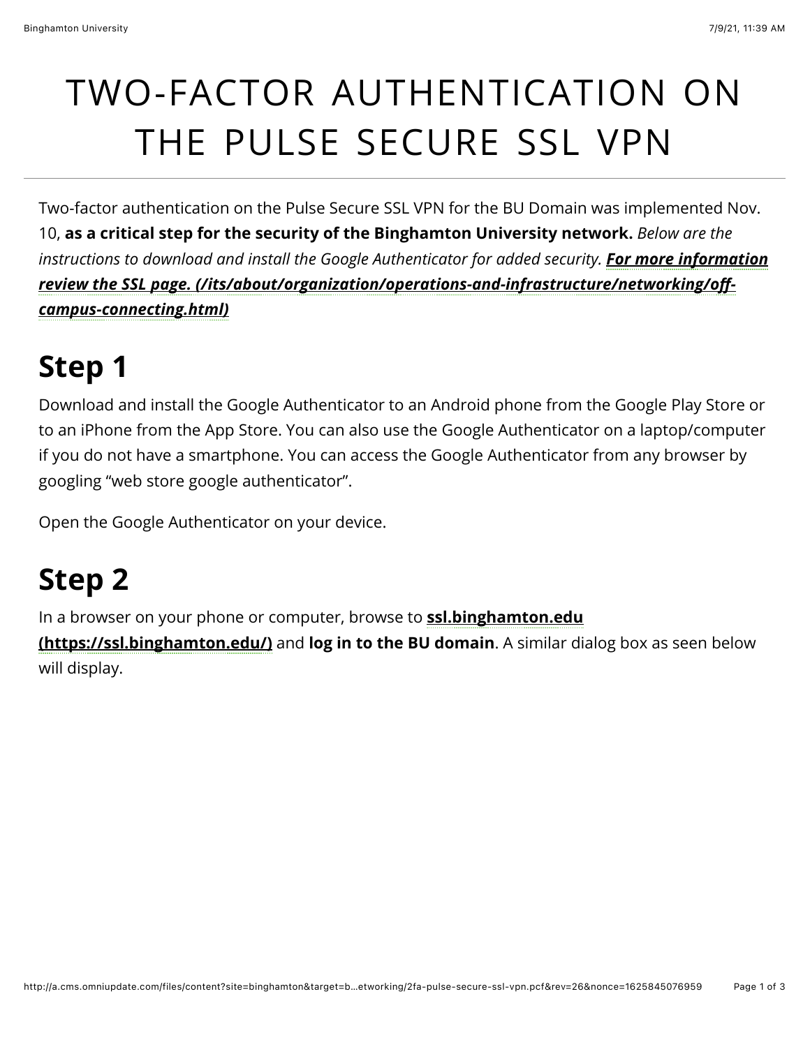# TWO-FACTOR AUTHENTICATION ON THE PULSE SECURE SSL VPN

Two-factor authentication on the Pulse Secure SSL VPN for the BU Domain was implemented Nov. 10, **as a critical step for the security of the Binghamton University network.** *Below are the instructions to download and install the Google Authenticator for added security.* ***For more information review the SSL page. (/its/about/organization/operations-and-infrastructure/networking/off-campus-connecting.html)***

## Step 1

Download and install the Google Authenticator to an Android phone from the Google Play Store or to an iPhone from the App Store. You can also use the Google Authenticator on a laptop/computer if you do not have a smartphone. You can access the Google Authenticator from any browser by googling “web store google authenticator”.

Open the Google Authenticator on your device.

## Step 2

In a browser on your phone or computer, browse to **ssl.binghamton.edu (https://ssl.binghamton.edu/)** and **log in to the BU domain**. A similar dialog box as seen below will display.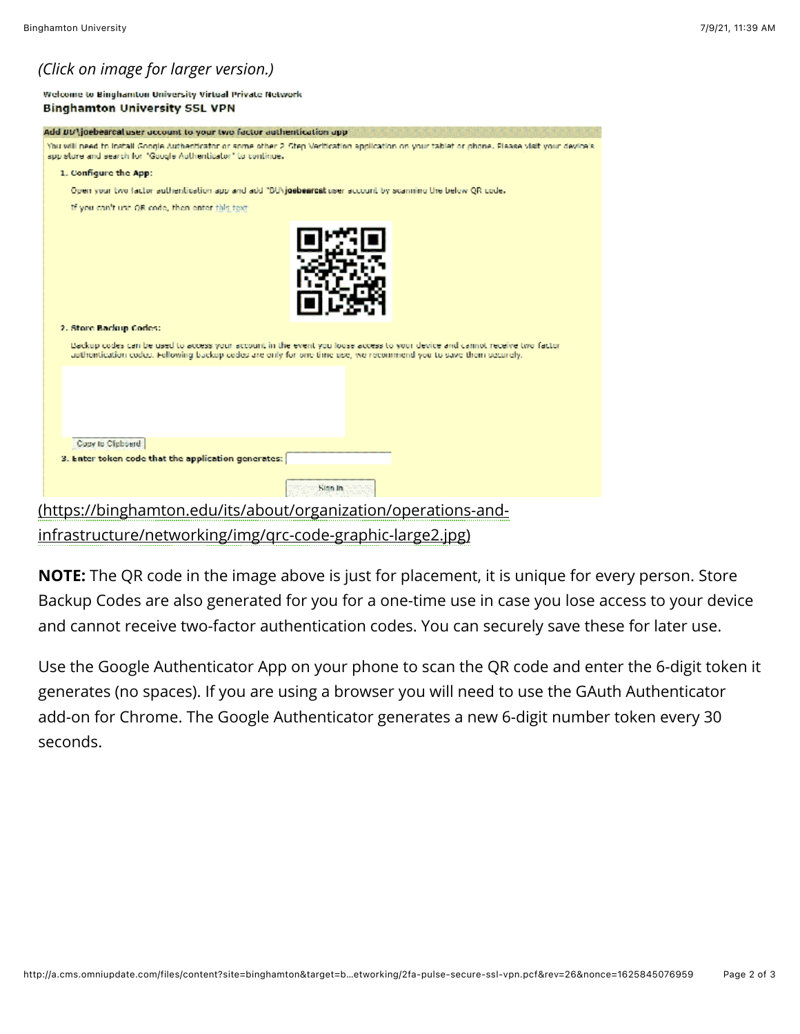*(Click on image for larger version.)*

Welcome to Binghamton University Virtual Private Network

**Binghamton University SSL VPN**

**Add BU\joebearcat user account to your two factor authentication app**

You will need to install Google Authenticator or some other 2 Step Verification application on your tablet or phone. Please visit your device's app store and search for "Google Authenticator" to continue.

1. **Configure the App:**

   Open your two factor authentication app and add "BU\**joebearcat** user account by scanning the below QR code.

   If you can't use QR code, then enter this text

2. **Store Backup Codes:**

   Backup codes can be used to access your account in the event you loose access to your device and cannot receive two factor authentication codes. Following backup codes are only for one time use, we recommend you to save them securely.

   Copy to Clipboard

3. **Enter token code that the application generates:**

Sign In

[(https://binghamton.edu/its/about/organization/operations-and-infrastructure/networking/img/qrc-code-graphic-large2.jpg)](https://binghamton.edu/its/about/organization/operations-and-infrastructure/networking/img/qrc-code-graphic-large2.jpg)

**NOTE:** The QR code in the image above is just for placement, it is unique for every person. Store Backup Codes are also generated for you for a one-time use in case you lose access to your device and cannot receive two-factor authentication codes. You can securely save these for later use.

Use the Google Authenticator App on your phone to scan the QR code and enter the 6-digit token it generates (no spaces). If you are using a browser you will need to use the GAuth Authenticator add-on for Chrome. The Google Authenticator generates a new 6-digit number token every 30 seconds.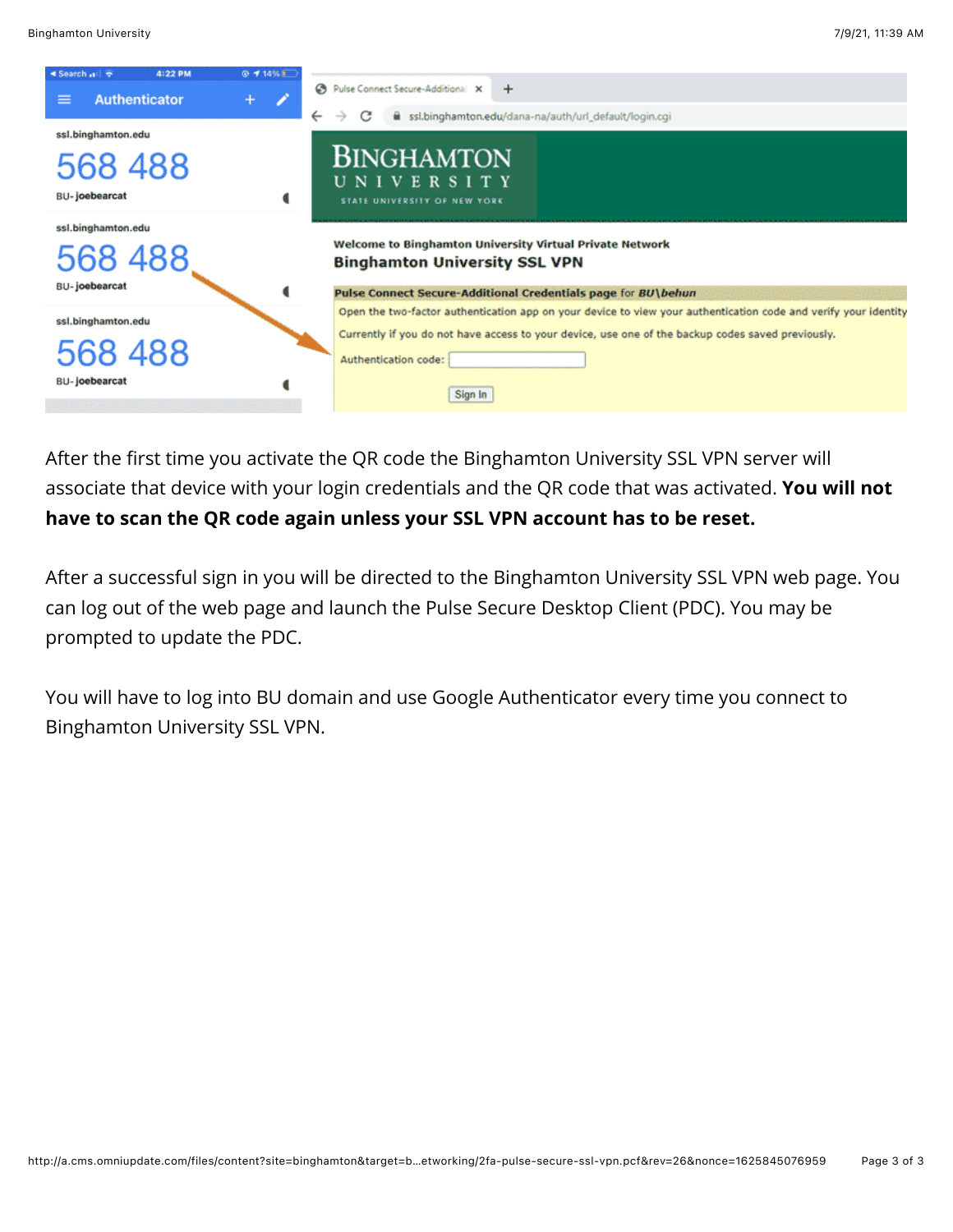After the first time you activate the QR code the Binghamton University SSL VPN server will associate that device with your login credentials and the QR code that was activated. **You will not have to scan the QR code again unless your SSL VPN account has to be reset.**

After a successful sign in you will be directed to the Binghamton University SSL VPN web page. You can log out of the web page and launch the Pulse Secure Desktop Client (PDC). You may be prompted to update the PDC.

You will have to log into BU domain and use Google Authenticator every time you connect to Binghamton University SSL VPN.